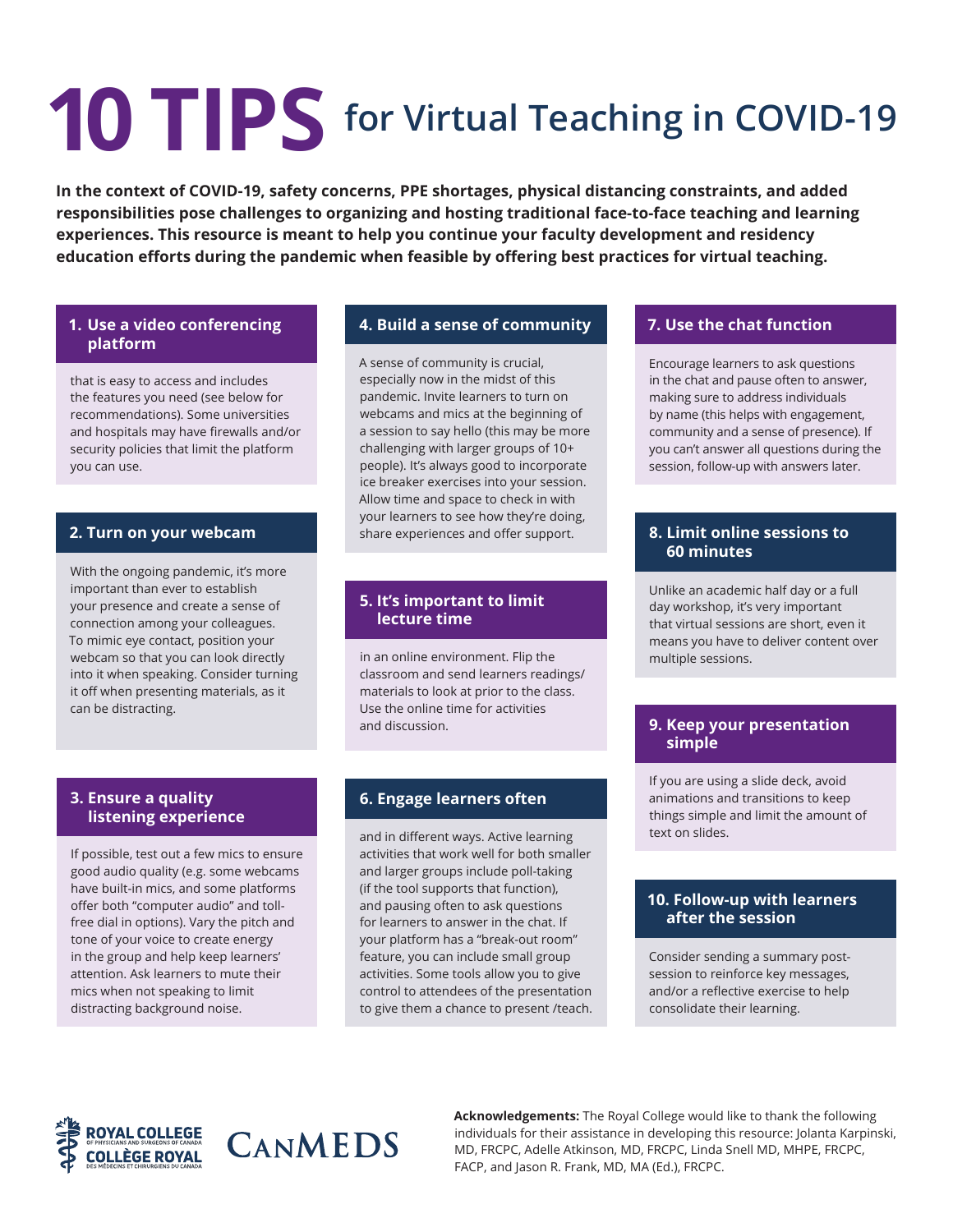# 10 TIPS for Virtual Teaching in COVID-19

**In the context of COVID-19, safety concerns, PPE shortages, physical distancing constraints, and added responsibilities pose challenges to organizing and hosting traditional face-to-face teaching and learning experiences. This resource is meant to help you continue your faculty development and residency education efforts during the pandemic when feasible by offering best practices for virtual teaching.**

### 1. Use a video conferencing platform

that is easy to access and includes the features you need (see below for recommendations). Some universities and hospitals may have firewalls and/or security policies that limit the platform you can use.

### 2. Turn on your webcam

With the ongoing pandemic, it's more important than ever to establish your presence and create a sense of connection among your colleagues. To mimic eye contact, position your webcam so that you can look directly into it when speaking. Consider turning it off when presenting materials, as it can be distracting.

### 3. Ensure a quality listening experience

If possible, test out a few mics to ensure good audio quality (e.g. some webcams have built-in mics, and some platforms offer both "computer audio" and toll-free dial in options). Vary the pitch and tone of your voice to create energy in the group and help keep learners' attention. Ask learners to mute their mics when not speaking to limit distracting background noise.

### 4. Build a sense of community

A sense of community is crucial, especially now in the midst of this pandemic. Invite learners to turn on webcams and mics at the beginning of a session to say hello (this may be more challenging with larger groups of 10+ people). It's always good to incorporate ice breaker exercises into your session. Allow time and space to check in with your learners to see how they're doing, share experiences and offer support.

### 5. It's important to limit lecture time

in an online environment. Flip the classroom and send learners readings/ materials to look at prior to the class. Use the online time for activities and discussion.

### 6. Engage learners often

and in different ways. Active learning activities that work well for both smaller and larger groups include poll-taking (if the tool supports that function), and pausing often to ask questions for learners to answer in the chat. If your platform has a "break-out room" feature, you can include small group activities. Some tools allow you to give control to attendees of the presentation to give them a chance to present /teach.

### 7. Use the chat function

Encourage learners to ask questions in the chat and pause often to answer, making sure to address individuals by name (this helps with engagement, community and a sense of presence). If you can't answer all questions during the session, follow-up with answers later.

### 8. Limit online sessions to 60 minutes

Unlike an academic half day or a full day workshop, it's very important that virtual sessions are short, even it means you have to deliver content over multiple sessions.

### 9. Keep your presentation simple

If you are using a slide deck, avoid animations and transitions to keep things simple and limit the amount of text on slides.

### 10. Follow-up with learners after the session

Consider sending a summary post-session to reinforce key messages, and/or a reflective exercise to help consolidate their learning.

ROYAL COLLEGE OF PHYSICIANS AND SURGEONS OF CANADA | COLLÈGE ROYAL DES MÉDECINS ET CHIRURGIENS DU CANADA

CANMEDS

**Acknowledgements:** The Royal College would like to thank the following individuals for their assistance in developing this resource: Jolanta Karpinski, MD, FRCPC, Adelle Atkinson, MD, FRCPC, Linda Snell MD, MHPE, FRCPC, FACP, and Jason R. Frank, MD, MA (Ed.), FRCPC.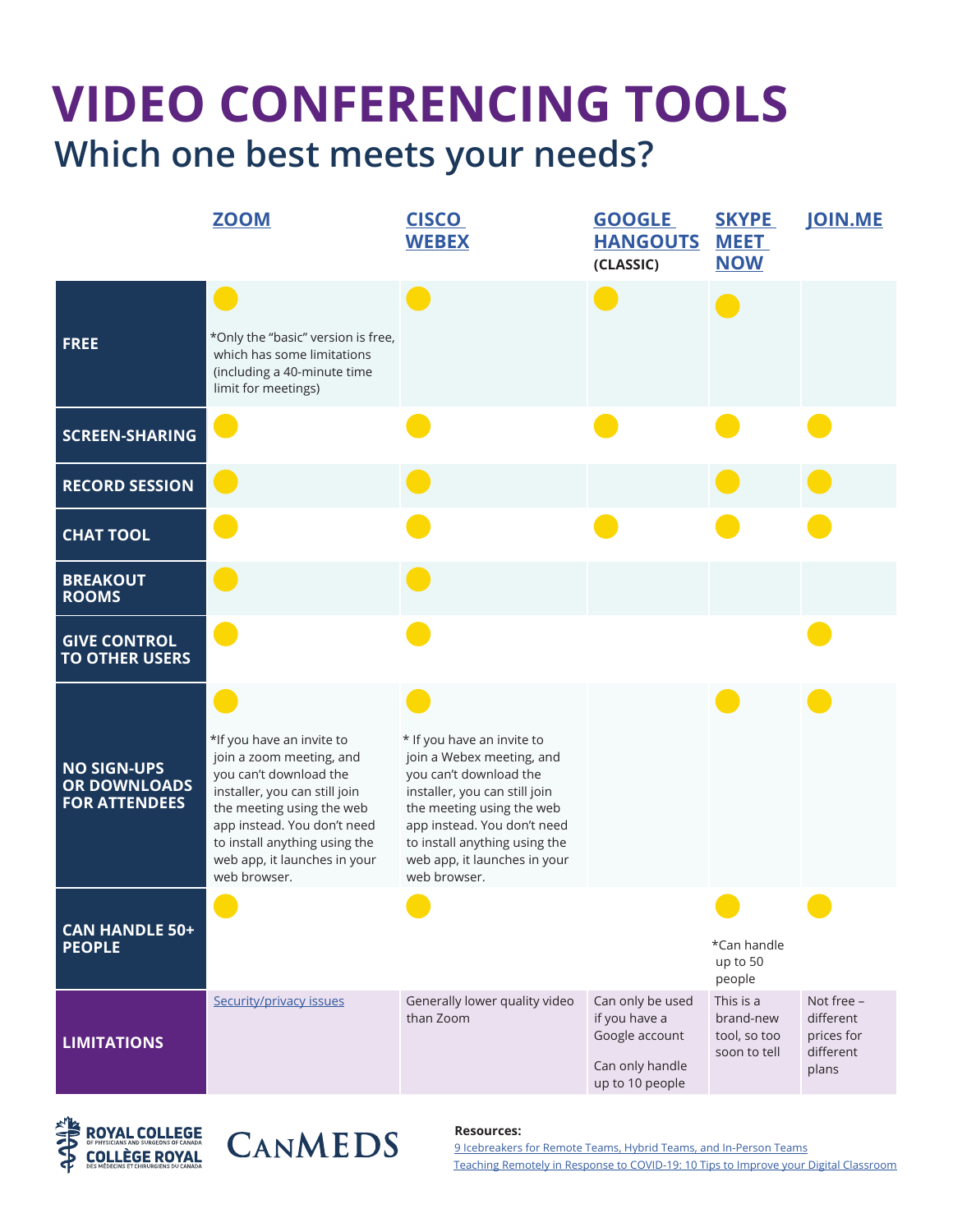# VIDEO CONFERENCING TOOLS

## Which one best meets your needs?

| | ZOOM | CISCO WEBEX | GOOGLE HANGOUTS (CLASSIC) | SKYPE MEET NOW | JOIN.ME |
|---|---|---|---|---|---|
| **FREE** | ● *Only the "basic" version is free, which has some limitations (including a 40-minute time limit for meetings) | ● | ● | ● | |
| **SCREEN-SHARING** | ● | ● | ● | ● | ● |
| **RECORD SESSION** | ● | ● | | ● | ● |
| **CHAT TOOL** | ● | ● | ● | ● | ● |
| **BREAKOUT ROOMS** | ● | ● | | | |
| **GIVE CONTROL TO OTHER USERS** | ● | ● | | | ● |
| **NO SIGN-UPS OR DOWNLOADS FOR ATTENDEES** | ● *If you have an invite to join a zoom meeting, and you can't download the installer, you can still join the meeting using the web app instead. You don't need to install anything using the web app, it launches in your web browser. | ● * If you have an invite to join a Webex meeting, and you can't download the installer, you can still join the meeting using the web app instead. You don't need to install anything using the web app, it launches in your web browser. | | ● | ● |
| **CAN HANDLE 50+ PEOPLE** | ● | ● | | ● *Can handle up to 50 people | ● |
| **LIMITATIONS** | Security/privacy issues | Generally lower quality video than Zoom | Can only be used if you have a Google account<br><br>Can only handle up to 10 people | This is a brand-new tool, so too soon to tell | Not free – different prices for different plans |

**Resources:**

9 Icebreakers for Remote Teams, Hybrid Teams, and In-Person Teams

Teaching Remotely in Response to COVID-19: 10 Tips to Improve your Digital Classroom